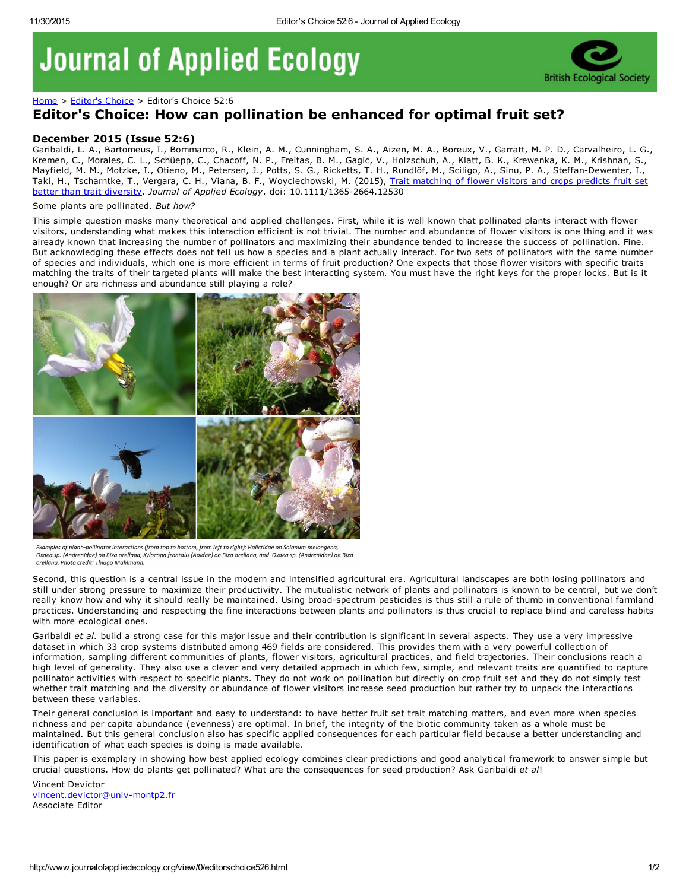# Journal of Applied Ecology

Home > Editor's Choice > Editor's Choice 52:6

## Editor's Choice: How can pollination be enhanced for optimal fruit set?

### December 2015 (Issue 52:6)

Garibaldi, L. A., Bartomeus, I., Bommarco, R., Klein, A. M., Cunningham, S. A., Aizen, M. A., Boreux, V., Garratt, M. P. D., Carvalheiro, L. G., Kremen, C., Morales, C. L., Schüepp, C., Chacoff, N. P., Freitas, B. M., Gagic, V., Holzschuh, A., Klatt, B. K., Krewenka, K. M., Krishnan, S., Mayfield, M. M., Motzke, I., Otieno, M., Petersen, J., Potts, S. G., Ricketts, T. H., Rundlöf, M., Sciligo, A., Sinu, P. A., Steffan-Dewenter, I., Taki, H., Tscharntke, T., Vergara, C. H., Viana, B. F., Woyciechowski, M. (2015), Trait matching of flower visitors and crops predicts fruit set better than trait diversity. *Journal of Applied Ecology*. doi: 10.1111/1365-2664.12530

Some plants are pollinated. *But how?*

This simple question masks many theoretical and applied challenges. First, while it is well known that pollinated plants interact with flower visitors, understanding what makes this interaction efficient is not trivial. The number and abundance of flower visitors is one thing and it was already known that increasing the number of pollinators and maximizing their abundance tended to increase the success of pollination. Fine. But acknowledging these effects does not tell us how a species and a plant actually interact. For two sets of pollinators with the same number of species and individuals, which one is more efficient in terms of fruit production? One expects that those flower visitors with specific traits matching the traits of their targeted plants will make the best interacting system. You must have the right keys for the proper locks. But is it enough? Or are richness and abundance still playing a role?

*Examples of plant–pollinator interactions (from top to bottom, from left to right): Halictidae on Solanum melongena, Oxaea sp. (Andrenidae) on Bixa orellana, Xylocopa frontalis (Apidae) on Bixa orellana, and Oxaea sp. (Andrenidae) on Bixa orellana. Photo credit: Thiago Mahlmann.*

Second, this question is a central issue in the modern and intensified agricultural era. Agricultural landscapes are both losing pollinators and still under strong pressure to maximize their productivity. The mutualistic network of plants and pollinators is known to be central, but we don't really know how and why it should really be maintained. Using broad-spectrum pesticides is thus still a rule of thumb in conventional farmland practices. Understanding and respecting the fine interactions between plants and pollinators is thus crucial to replace blind and careless habits with more ecological ones.

Garibaldi *et al.* build a strong case for this major issue and their contribution is significant in several aspects. They use a very impressive dataset in which 33 crop systems distributed among 469 fields are considered. This provides them with a very powerful collection of information, sampling different communities of plants, flower visitors, agricultural practices, and field trajectories. Their conclusions reach a high level of generality. They also use a clever and very detailed approach in which few, simple, and relevant traits are quantified to capture pollinator activities with respect to specific plants. They do not work on pollination but directly on crop fruit set and they do not simply test whether trait matching and the diversity or abundance of flower visitors increase seed production but rather try to unpack the interactions between these variables.

Their general conclusion is important and easy to understand: to have better fruit set trait matching matters, and even more when species richness and per capita abundance (evenness) are optimal. In brief, the integrity of the biotic community taken as a whole must be maintained. But this general conclusion also has specific applied consequences for each particular field because a better understanding and identification of what each species is doing is made available.

This paper is exemplary in showing how best applied ecology combines clear predictions and good analytical framework to answer simple but crucial questions. How do plants get pollinated? What are the consequences for seed production? Ask Garibaldi *et al*!

Vincent Devictor
vincent.devictor@univ-montp2.fr
Associate Editor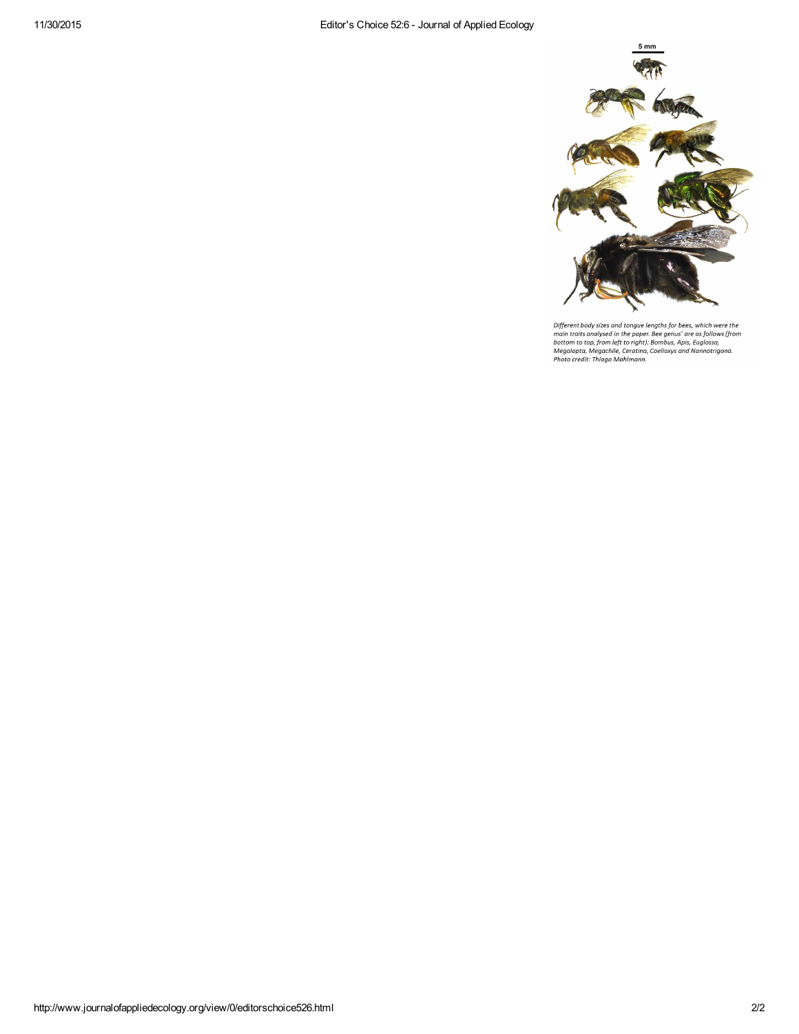5 mm

*Different body sizes and tongue lengths for bees, which were the main traits analysed in the paper. Bee genus' are as follows (from bottom to top, from left to right): Bombus, Apis, Euglossa, Megalopta, Megachile, Ceratina, Coelioxys and Nannotrigona. Photo credit: Thiago Mahlmann.*